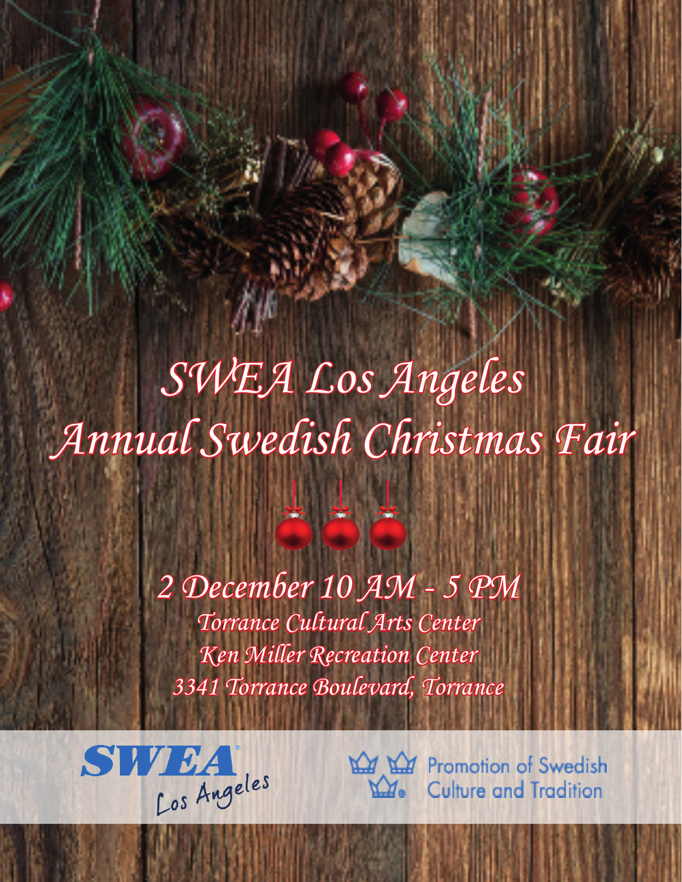# SWEA Los Angeles
# Annual Swedish Christmas Fair

## 2 December 10 AM - 5 PM

*Torrance Cultural Arts Center*

*Ken Miller Recreation Center*

*3341 Torrance Boulevard, Torrance*

**SWEA** Los Angeles

Promotion of Swedish Culture and Tradition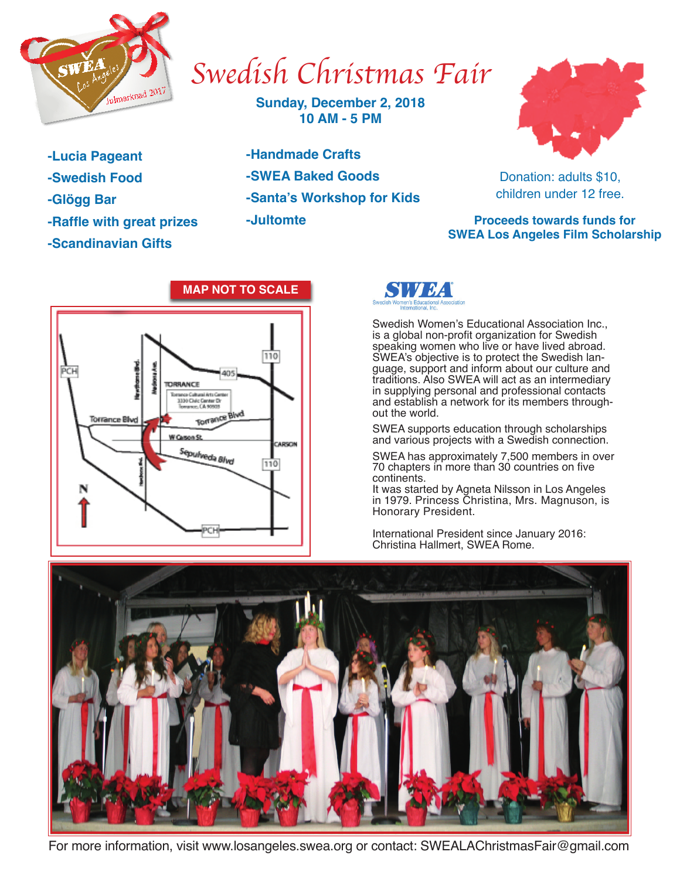# Swedish Christmas Fair

**Sunday, December 2, 2018**
**10 AM - 5 PM**

- **-Lucia Pageant**
- **-Swedish Food**
- **-Glögg Bar**
- **-Raffle with great prizes**
- **-Scandinavian Gifts**
- **-Handmade Crafts**
- **-SWEA Baked Goods**
- **-Santa's Workshop for Kids**
- **-Jultomte**

Donation: adults $10, children under 12 free.

**Proceeds towards funds for SWEA Los Angeles Film Scholarship**

**MAP NOT TO SCALE**

Swedish Women's Educational Association Inc., is a global non-profit organization for Swedish speaking women who live or have lived abroad. SWEA's objective is to protect the Swedish language, support and inform about our culture and traditions. Also SWEA will act as an intermediary in supplying personal and professional contacts and establish a network for its members throughout the world.

SWEA supports education through scholarships and various projects with a Swedish connection.

SWEA has approximately 7,500 members in over 70 chapters in more than 30 countries on five continents.
It was started by Agneta Nilsson in Los Angeles in 1979. Princess Christina, Mrs. Magnuson, is Honorary President.

International President since January 2016: Christina Hallmert, SWEA Rome.

For more information, visit www.losangeles.swea.org or contact: SWEALAChristmasFair@gmail.com